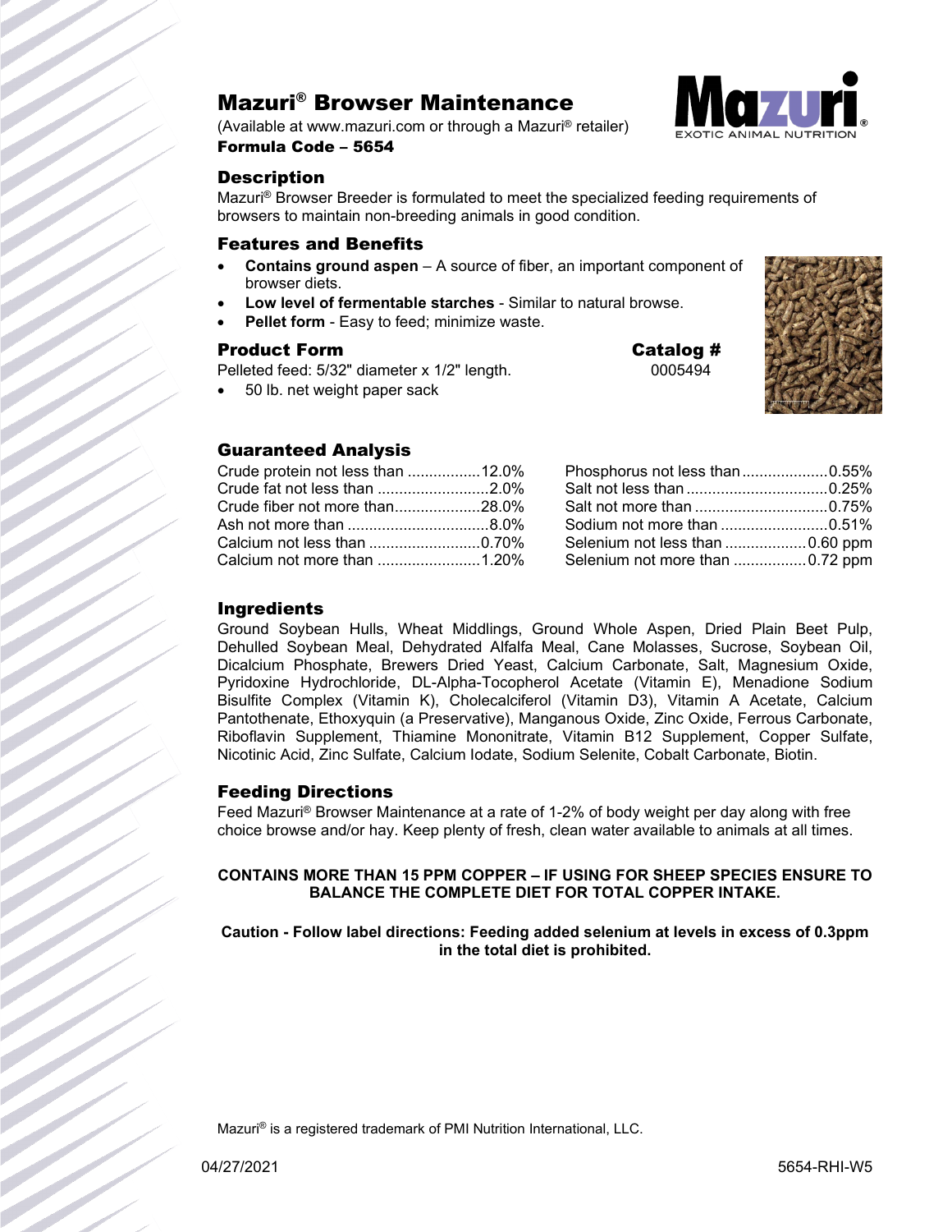# Mazuri® Browser Maintenance

(Available at www.mazuri.com or through a Mazuri® retailer)

**Formula Code – 5654**

## Description

Mazuri® Browser Breeder is formulated to meet the specialized feeding requirements of browsers to maintain non-breeding animals in good condition.

## Features and Benefits

- **Contains ground aspen** – A source of fiber, an important component of browser diets.
- **Low level of fermentable starches** - Similar to natural browse.
- **Pellet form** - Easy to feed; minimize waste.

## Product Form

Pelleted feed: 5/32" diameter x 1/2" length.

- 50 lb. net weight paper sack

**Catalog #**

0005494

## Guaranteed Analysis

| | |
|---|---|
| Crude protein not less than | 12.0% |
| Crude fat not less than | 2.0% |
| Crude fiber not more than | 28.0% |
| Ash not more than | 8.0% |
| Calcium not less than | 0.70% |
| Calcium not more than | 1.20% |
| Phosphorus not less than | 0.55% |
| Salt not less than | 0.25% |
| Salt not more than | 0.75% |
| Sodium not more than | 0.51% |
| Selenium not less than | 0.60 ppm |
| Selenium not more than | 0.72 ppm |

## Ingredients

Ground Soybean Hulls, Wheat Middlings, Ground Whole Aspen, Dried Plain Beet Pulp, Dehulled Soybean Meal, Dehydrated Alfalfa Meal, Cane Molasses, Sucrose, Soybean Oil, Dicalcium Phosphate, Brewers Dried Yeast, Calcium Carbonate, Salt, Magnesium Oxide, Pyridoxine Hydrochloride, DL-Alpha-Tocopherol Acetate (Vitamin E), Menadione Sodium Bisulfite Complex (Vitamin K), Cholecalciferol (Vitamin D3), Vitamin A Acetate, Calcium Pantothenate, Ethoxyquin (a Preservative), Manganous Oxide, Zinc Oxide, Ferrous Carbonate, Riboflavin Supplement, Thiamine Mononitrate, Vitamin B12 Supplement, Copper Sulfate, Nicotinic Acid, Zinc Sulfate, Calcium Iodate, Sodium Selenite, Cobalt Carbonate, Biotin.

## Feeding Directions

Feed Mazuri® Browser Maintenance at a rate of 1-2% of body weight per day along with free choice browse and/or hay. Keep plenty of fresh, clean water available to animals at all times.

**CONTAINS MORE THAN 15 PPM COPPER – IF USING FOR SHEEP SPECIES ENSURE TO BALANCE THE COMPLETE DIET FOR TOTAL COPPER INTAKE.**

**Caution - Follow label directions: Feeding added selenium at levels in excess of 0.3ppm in the total diet is prohibited.**

Mazuri® is a registered trademark of PMI Nutrition International, LLC.

04/27/2021 5654-RHI-W5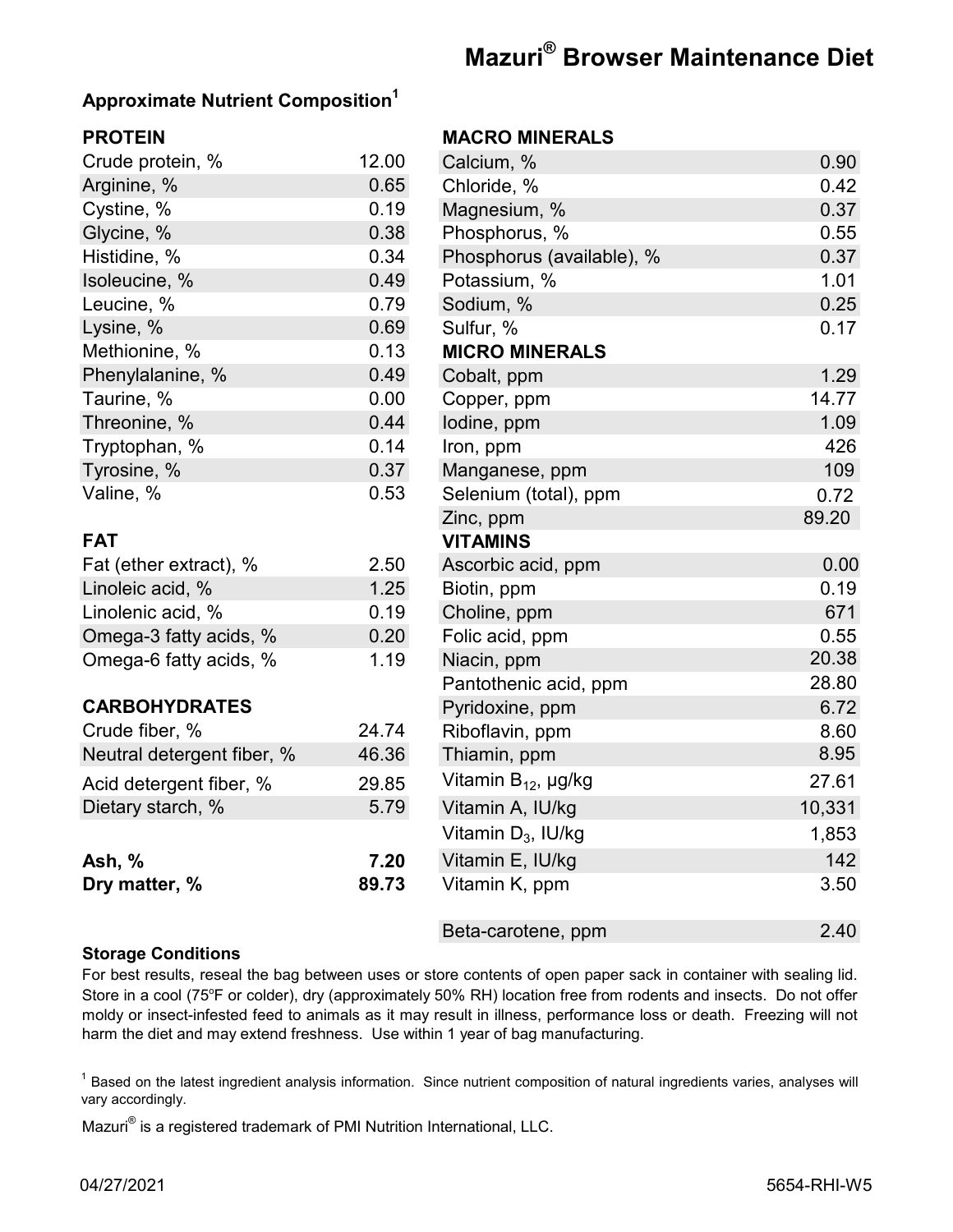# Mazuri® Browser Maintenance Diet

## Approximate Nutrient Composition[1]

### PROTEIN

| | |
|---|---|
| Crude protein, % | 12.00 |
| Arginine, % | 0.65 |
| Cystine, % | 0.19 |
| Glycine, % | 0.38 |
| Histidine, % | 0.34 |
| Isoleucine, % | 0.49 |
| Leucine, % | 0.79 |
| Lysine, % | 0.69 |
| Methionine, % | 0.13 |
| Phenylalanine, % | 0.49 |
| Taurine, % | 0.00 |
| Threonine, % | 0.44 |
| Tryptophan, % | 0.14 |
| Tyrosine, % | 0.37 |
| Valine, % | 0.53 |

### FAT

| | |
|---|---|
| Fat (ether extract), % | 2.50 |
| Linoleic acid, % | 1.25 |
| Linolenic acid, % | 0.19 |
| Omega-3 fatty acids, % | 0.20 |
| Omega-6 fatty acids, % | 1.19 |

### CARBOHYDRATES

| | |
|---|---|
| Crude fiber, % | 24.74 |
| Neutral detergent fiber, % | 46.36 |
| Acid detergent fiber, % | 29.85 |
| Dietary starch, % | 5.79 |

| | |
|---|---|
| **Ash, %** | **7.20** |
| **Dry matter, %** | **89.73** |

### MACRO MINERALS

| | |
|---|---|
| Calcium, % | 0.90 |
| Chloride, % | 0.42 |
| Magnesium, % | 0.37 |
| Phosphorus, % | 0.55 |
| Phosphorus (available), % | 0.37 |
| Potassium, % | 1.01 |
| Sodium, % | 0.25 |
| Sulfur, % | 0.17 |

### MICRO MINERALS

| | |
|---|---|
| Cobalt, ppm | 1.29 |
| Copper, ppm | 14.77 |
| Iodine, ppm | 1.09 |
| Iron, ppm | 426 |
| Manganese, ppm | 109 |
| Selenium (total), ppm | 0.72 |
| Zinc, ppm | 89.20 |

### VITAMINS

| | |
|---|---|
| Ascorbic acid, ppm | 0.00 |
| Biotin, ppm | 0.19 |
| Choline, ppm | 671 |
| Folic acid, ppm | 0.55 |
| Niacin, ppm | 20.38 |
| Pantothenic acid, ppm | 28.80 |
| Pyridoxine, ppm | 6.72 |
| Riboflavin, ppm | 8.60 |
| Thiamin, ppm | 8.95 |
| Vitamin $B_{12}$, µg/kg | 27.61 |
| Vitamin A, IU/kg | 10,331 |
| Vitamin $D_3$, IU/kg | 1,853 |
| Vitamin E, IU/kg | 142 |
| Vitamin K, ppm | 3.50 |
| Beta-carotene, ppm | 2.40 |

### Storage Conditions

For best results, reseal the bag between uses or store contents of open paper sack in container with sealing lid. Store in a cool (75ºF or colder), dry (approximately 50% RH) location free from rodents and insects. Do not offer moldy or insect-infested feed to animals as it may result in illness, performance loss or death. Freezing will not harm the diet and may extend freshness. Use within 1 year of bag manufacturing.

[1] Based on the latest ingredient analysis information. Since nutrient composition of natural ingredients varies, analyses will vary accordingly.

Mazuri® is a registered trademark of PMI Nutrition International, LLC.

04/27/2021 5654-RHI-W5